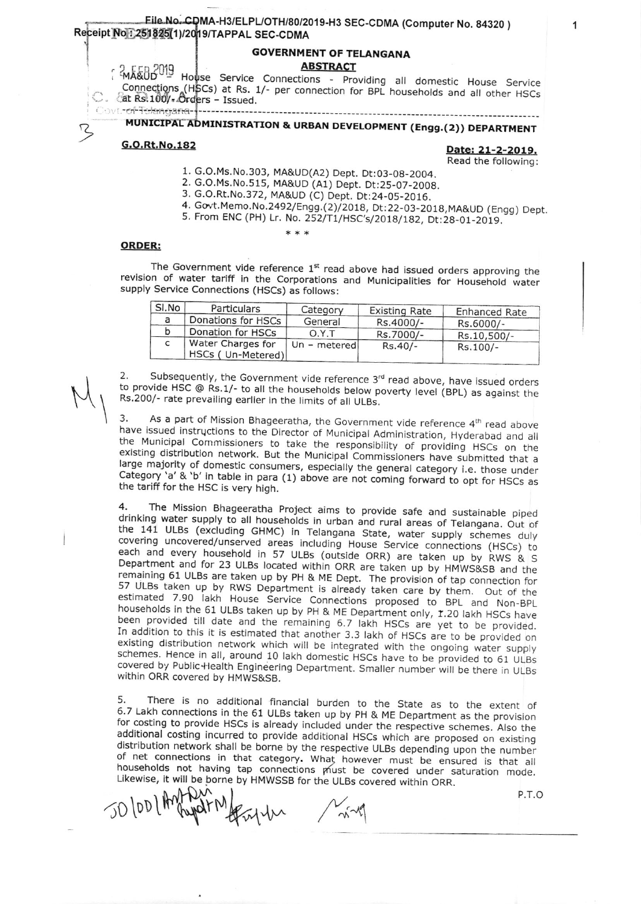File No. CDMA-H3/ELPL/OTH/80/2019-H3 SEC-CDMA (Computer No. 84320)
Receipt No : 251825(1)/2019/TAPPAL SEC-CDMA

## GOVERNMENT OF TELANGANA

### ABSTRACT

MA&UD – House Service Connections - Providing all domestic House Service Connections (HSCs) at Rs. 1/- per connection for BPL households and all other HSCs at Rs.100/- Orders – Issued.

---

### MUNICIPAL ADMINISTRATION & URBAN DEVELOPMENT (Engg.(2)) DEPARTMENT

**G.O.Rt.No.182**

**Date: 21-2-2019.**

Read the following:

1. G.O.Ms.No.303, MA&UD(A2) Dept. Dt:03-08-2004.
2. G.O.Ms.No.515, MA&UD (A1) Dept. Dt:25-07-2008.
3. G.O.Rt.No.372, MA&UD (C) Dept. Dt:24-05-2016.
4. Govt.Memo.No.2492/Engg.(2)/2018, Dt:22-03-2018,MA&UD (Engg) Dept.
5. From ENC (PH) Lr. No. 252/T1/HSC's/2018/182, Dt:28-01-2019.

\* \* \*

**ORDER:**

The Government vide reference 1st read above had issued orders approving the revision of water tariff in the Corporations and Municipalities for Household water supply Service Connections (HSCs) as follows:

| Sl.No | Particulars | Category | Existing Rate | Enhanced Rate |
|---|---|---|---|---|
| a | Donations for HSCs | General | Rs.4000/- | Rs.6000/- |
| b | Donation for HSCs | O.Y.T | Rs.7000/- | Rs.10,500/- |
| c | Water Charges for HSCs ( Un-Metered) | Un – metered | Rs.40/- | Rs.100/- |

2. Subsequently, the Government vide reference 3rd read above, have issued orders to provide HSC @ Rs.1/- to all the households below poverty level (BPL) as against the Rs.200/- rate prevailing earlier in the limits of all ULBs.

3. As a part of Mission Bhageeratha, the Government vide reference 4th read above have issued instructions to the Director of Municipal Administration, Hyderabad and all the Municipal Commissioners to take the responsibility of providing HSCs on the existing distribution network. But the Municipal Commissioners have submitted that a large majority of domestic consumers, especially the general category i.e. those under Category 'a' & 'b' in table in para (1) above are not coming forward to opt for HSCs as the tariff for the HSC is very high.

4. The Mission Bhageeratha Project aims to provide safe and sustainable piped drinking water supply to all households in urban and rural areas of Telangana. Out of the 141 ULBs (excluding GHMC) in Telangana State, water supply schemes duly covering uncovered/unserved areas including House Service connections (HSCs) to each and every household in 57 ULBs (outside ORR) are taken up by RWS & S Department and for 23 ULBs located within ORR are taken up by HMWS&SB and the remaining 61 ULBs are taken up by PH & ME Dept. The provision of tap connection for 57 ULBs taken up by RWS Department is already taken care by them. Out of the estimated 7.90 lakh House Service Connections proposed to BPL and Non-BPL households in the 61 ULBs taken up by PH & ME Department only, 1.20 lakh HSCs have been provided till date and the remaining 6.7 lakh HSCs are yet to be provided. In addition to this it is estimated that another 3.3 lakh of HSCs are to be provided on existing distribution network which will be integrated with the ongoing water supply schemes. Hence in all, around 10 lakh domestic HSCs have to be provided to 61 ULBs covered by Public Health Engineering Department. Smaller number will be there in ULBs within ORR covered by HMWS&SB.

5. There is no additional financial burden to the State as to the extent of 6.7 Lakh connections in the 61 ULBs taken up by PH & ME Department as the provision for costing to provide HSCs is already included under the respective schemes. Also the additional costing incurred to provide additional HSCs which are proposed on existing distribution network shall be borne by the respective ULBs depending upon the number of net connections in that category. What however must be ensured is that all households not having tap connections must be covered under saturation mode. Likewise, it will be borne by HMWSSB for the ULBs covered within ORR.

P.T.O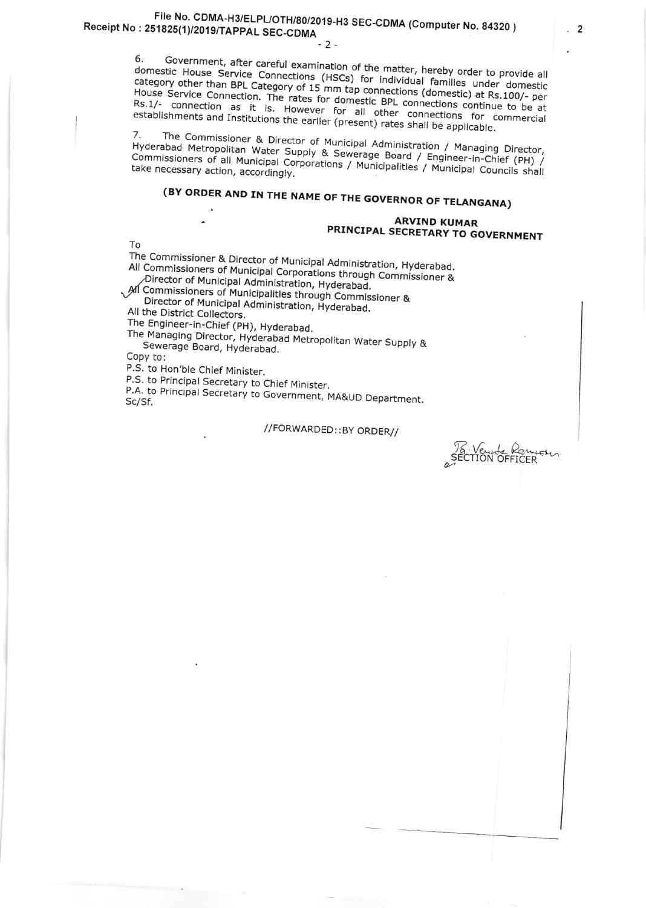6. Government, after careful examination of the matter, hereby order to provide all domestic House Service Connections (HSCs) for individual families under domestic category other than BPL Category of 15 mm tap connections (domestic) at Rs.100/- per House Service Connection. The rates for domestic BPL connections continue to be at Rs.1/- connection as it is. However for all other connections for commercial establishments and Institutions the earlier (present) rates shall be applicable.

7. The Commissioner & Director of Municipal Administration / Managing Director, Hyderabad Metropolitan Water Supply & Sewerage Board / Engineer-in-Chief (PH) / Commissioners of all Municipal Corporations / Municipalities / Municipal Councils shall take necessary action, accordingly.

**(BY ORDER AND IN THE NAME OF THE GOVERNOR OF TELANGANA)**

**ARVIND KUMAR**
**PRINCIPAL SECRETARY TO GOVERNMENT**

To
The Commissioner & Director of Municipal Administration, Hyderabad.
All Commissioners of Municipal Corporations through Commissioner & Director of Municipal Administration, Hyderabad.
All Commissioners of Municipalities through Commissioner & Director of Municipal Administration, Hyderabad.
All the District Collectors.
The Engineer-in-Chief (PH), Hyderabad.
The Managing Director, Hyderabad Metropolitan Water Supply & Sewerage Board, Hyderabad.
Copy to:
P.S. to Hon'ble Chief Minister.
P.S. to Principal Secretary to Chief Minister.
P.A. to Principal Secretary to Government, MA&UD Department.
Sc/Sf.

//FORWARDED::BY ORDER//

SECTION OFFICER